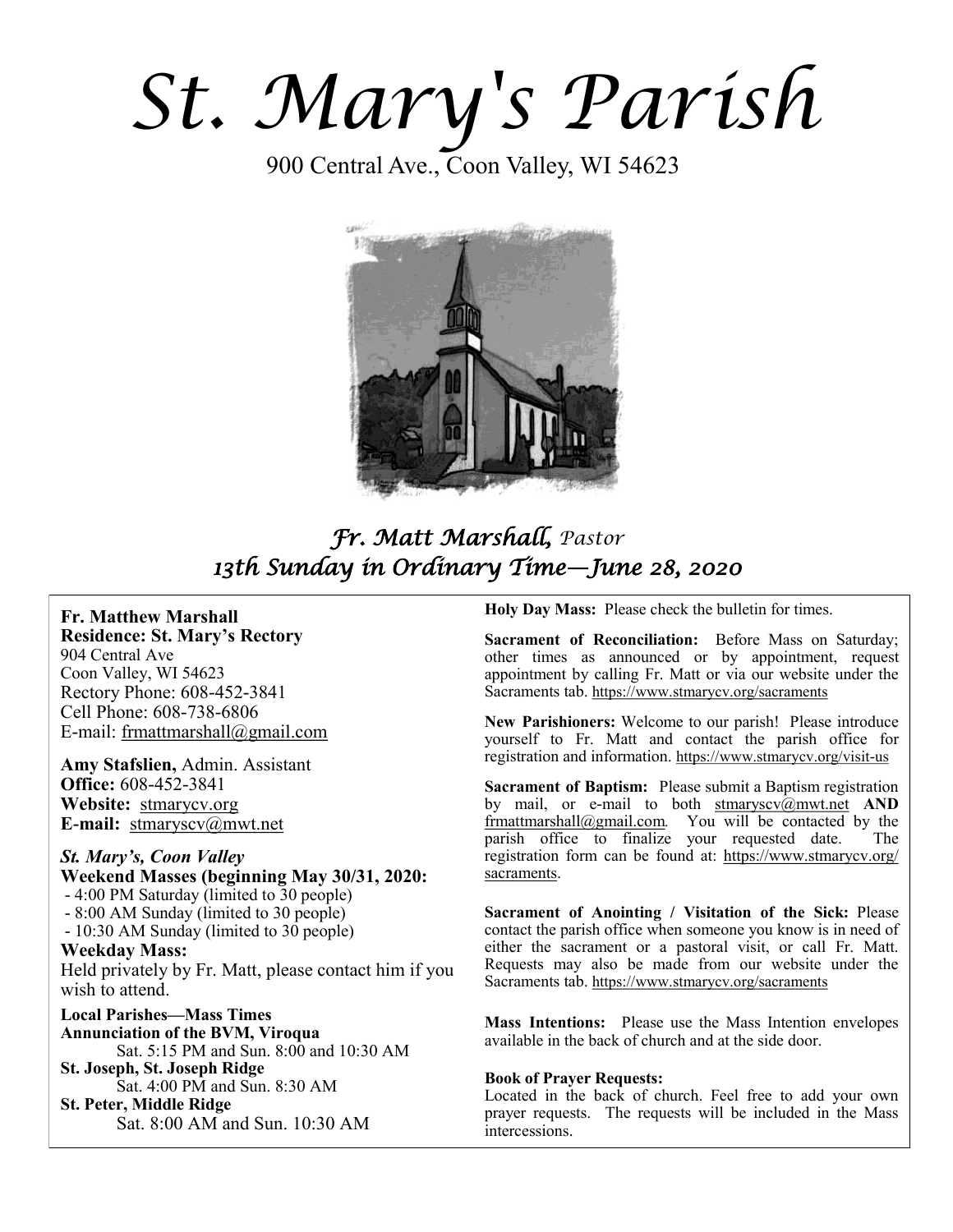# St. Mary's Parish

900 Central Ave., Coon Valley, WI 54623

## *Fr. Matt Marshall, Pastor*
## *13th Sunday in Ordinary Time—June 28, 2020*

**Fr. Matthew Marshall**
**Residence: St. Mary's Rectory**
904 Central Ave
Coon Valley, WI 54623
Rectory Phone: 608-452-3841
Cell Phone: 608-738-6806
E-mail: frmattmarshall@gmail.com

**Amy Stafslien,** Admin. Assistant
**Office:** 608-452-3841
**Website:** stmarycv.org
**E-mail:** stmaryscv@mwt.net

***St. Mary's, Coon Valley***
**Weekend Masses (beginning May 30/31, 2020:**
- 4:00 PM Saturday (limited to 30 people)
- 8:00 AM Sunday (limited to 30 people)
- 10:30 AM Sunday (limited to 30 people)

**Weekday Mass:**
Held privately by Fr. Matt, please contact him if you wish to attend.

**Local Parishes—Mass Times**
**Annunciation of the BVM, Viroqua**
Sat. 5:15 PM and Sun. 8:00 and 10:30 AM
**St. Joseph, St. Joseph Ridge**
Sat. 4:00 PM and Sun. 8:30 AM
**St. Peter, Middle Ridge**
Sat. 8:00 AM and Sun. 10:30 AM

**Holy Day Mass:** Please check the bulletin for times.

**Sacrament of Reconciliation:** Before Mass on Saturday; other times as announced or by appointment, request appointment by calling Fr. Matt or via our website under the Sacraments tab. https://www.stmarycv.org/sacraments

**New Parishioners:** Welcome to our parish! Please introduce yourself to Fr. Matt and contact the parish office for registration and information. https://www.stmarycv.org/visit-us

**Sacrament of Baptism:** Please submit a Baptism registration by mail, or e-mail to both stmaryscv@mwt.net **AND** frmattmarshall@gmail.com. You will be contacted by the parish office to finalize your requested date. The registration form can be found at: https://www.stmarycv.org/sacraments.

**Sacrament of Anointing / Visitation of the Sick:** Please contact the parish office when someone you know is in need of either the sacrament or a pastoral visit, or call Fr. Matt. Requests may also be made from our website under the Sacraments tab. https://www.stmarycv.org/sacraments

**Mass Intentions:** Please use the Mass Intention envelopes available in the back of church and at the side door.

**Book of Prayer Requests:**
Located in the back of church. Feel free to add your own prayer requests. The requests will be included in the Mass intercessions.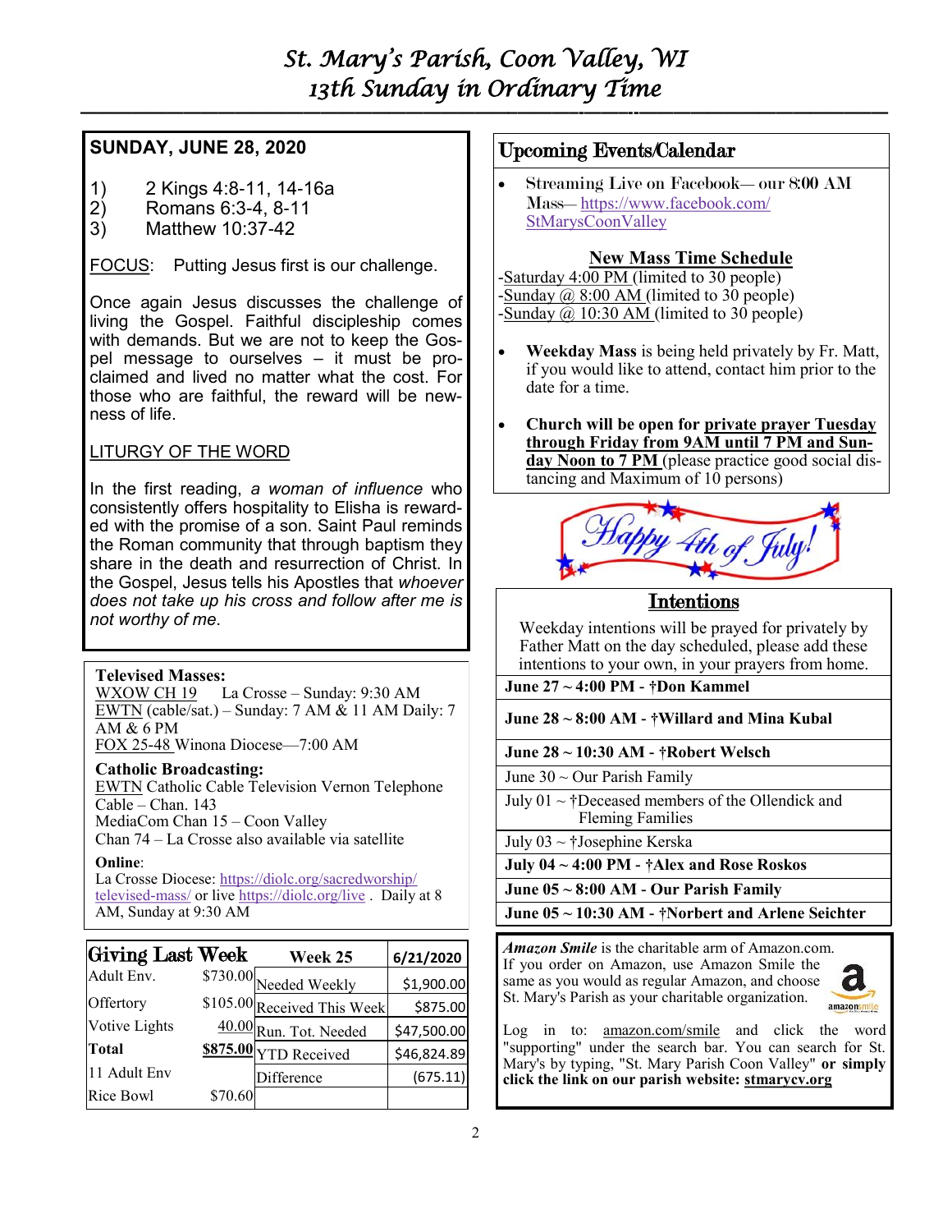# St. Mary's Parish, Coon Valley, WI
## 13th Sunday in Ordinary Time

**SUNDAY, JUNE 28, 2020**

1) 2 Kings 4:8-11, 14-16a
2) Romans 6:3-4, 8-11
3) Matthew 10:37-42

FOCUS: Putting Jesus first is our challenge.

Once again Jesus discusses the challenge of living the Gospel. Faithful discipleship comes with demands. But we are not to keep the Gospel message to ourselves – it must be proclaimed and lived no matter what the cost. For those who are faithful, the reward will be newness of life.

LITURGY OF THE WORD

In the first reading, *a woman of influence* who consistently offers hospitality to Elisha is rewarded with the promise of a son. Saint Paul reminds the Roman community that through baptism they share in the death and resurrection of Christ. In the Gospel, Jesus tells his Apostles that *whoever does not take up his cross and follow after me is not worthy of me*.

**Televised Masses:**
WXOW CH 19 La Crosse – Sunday: 9:30 AM
EWTN (cable/sat.) – Sunday: 7 AM & 11 AM Daily: 7 AM & 6 PM
FOX 25-48 Winona Diocese—7:00 AM

**Catholic Broadcasting:**
EWTN Catholic Cable Television Vernon Telephone Cable – Chan. 143
MediaCom Chan 15 – Coon Valley
Chan 74 – La Crosse also available via satellite

**Online**:
La Crosse Diocese: https://diolc.org/sacredworship/televised-mass/ or live https://diolc.org/live . Daily at 8 AM, Sunday at 9:30 AM

| Giving Last Week | | Week 25 | 6/21/2020 |
|---|---|---|---|
| Adult Env. | $730.00 | Needed Weekly | $1,900.00 |
| Offertory | $105.00 | Received This Week | $875.00 |
| Votive Lights | 40.00 | Run. Tot. Needed | $47,500.00 |
| **Total** | **$875.00** | YTD Received | $46,824.89 |
| 11 Adult Env | | Difference | (675.11) |
| Rice Bowl | $70.60 | | |

## Upcoming Events/Calendar

- Streaming Live on Facebook— our 8:00 AM Mass— https://www.facebook.com/StMarysCoonValley

**New Mass Time Schedule**
-Saturday 4:00 PM (limited to 30 people)
-Sunday @ 8:00 AM (limited to 30 people)
-Sunday @ 10:30 AM (limited to 30 people)

- **Weekday Mass** is being held privately by Fr. Matt, if you would like to attend, contact him prior to the date for a time.
- **Church will be open for private prayer Tuesday through Friday from 9AM until 7 PM and Sunday Noon to 7 PM** (please practice good social distancing and Maximum of 10 persons)

Happy 4th of July!

## Intentions

Weekday intentions will be prayed for privately by Father Matt on the day scheduled, please add these intentions to your own, in your prayers from home.

**June 27 ~ 4:00 PM - †Don Kammel**
**June 28 ~ 8:00 AM - †Willard and Mina Kubal**
**June 28 ~ 10:30 AM - †Robert Welsch**
June 30 ~ Our Parish Family
July 01 ~ †Deceased members of the Ollendick and Fleming Families
July 03 ~ †Josephine Kerska
**July 04 ~ 4:00 PM - †Alex and Rose Roskos**
**June 05 ~ 8:00 AM - Our Parish Family**
**June 05 ~ 10:30 AM - †Norbert and Arlene Seichter**

***Amazon Smile*** is the charitable arm of Amazon.com. If you order on Amazon, use Amazon Smile the same as you would as regular Amazon, and choose St. Mary's Parish as your charitable organization.

Log in to: amazon.com/smile and click the word "supporting" under the search bar. You can search for St. Mary's by typing, "St. Mary Parish Coon Valley" **or simply click the link on our parish website: stmarycv.org**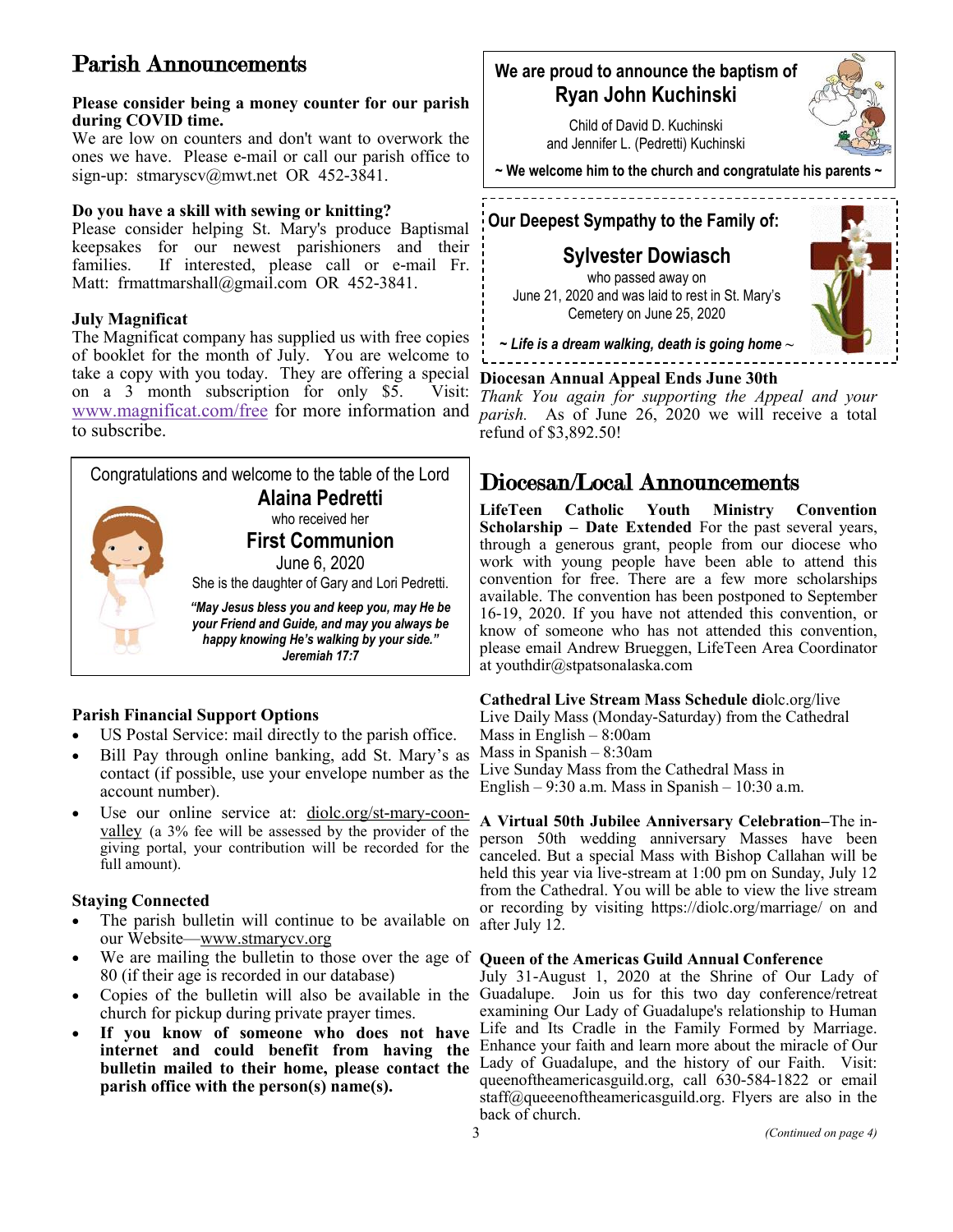# Parish Announcements

**Please consider being a money counter for our parish during COVID time.**
We are low on counters and don't want to overwork the ones we have. Please e-mail or call our parish office to sign-up: stmaryscv@mwt.net OR 452-3841.

**Do you have a skill with sewing or knitting?**
Please consider helping St. Mary's produce Baptismal keepsakes for our newest parishioners and their families. If interested, please call or e-mail Fr. Matt: frmattmarshall@gmail.com OR 452-3841.

**July Magnificat**
The Magnificat company has supplied us with free copies of booklet for the month of July. You are welcome to take a copy with you today. They are offering a special on a 3 month subscription for only $5. Visit: www.magnificat.com/free for more information and to subscribe.

Congratulations and welcome to the table of the Lord

**Alaina Pedretti**

who received her

**First Communion**

June 6, 2020

She is the daughter of Gary and Lori Pedretti.

***"May Jesus bless you and keep you, may He be your Friend and Guide, and may you always be happy knowing He's walking by your side." Jeremiah 17:7***

**Parish Financial Support Options**

- US Postal Service: mail directly to the parish office.
- Bill Pay through online banking, add St. Mary's as contact (if possible, use your envelope number as the account number).
- Use our online service at: diolc.org/st-mary-coon-valley (a 3% fee will be assessed by the provider of the giving portal, your contribution will be recorded for the full amount).

**Staying Connected**

- The parish bulletin will continue to be available on our Website—www.stmarycv.org
- We are mailing the bulletin to those over the age of 80 (if their age is recorded in our database)
- Copies of the bulletin will also be available in the church for pickup during private prayer times.
- **If you know of someone who does not have internet and could benefit from having the bulletin mailed to their home, please contact the parish office with the person(s) name(s).**

**We are proud to announce the baptism of**

**Ryan John Kuchinski**

Child of David D. Kuchinski and Jennifer L. (Pedretti) Kuchinski

**~ We welcome him to the church and congratulate his parents ~**

**Our Deepest Sympathy to the Family of:**

**Sylvester Dowiasch**

who passed away on June 21, 2020 and was laid to rest in St. Mary's Cemetery on June 25, 2020

***~ Life is a dream walking, death is going home ~***

**Diocesan Annual Appeal Ends June 30th**
*Thank You again for supporting the Appeal and your parish.* As of June 26, 2020 we will receive a total refund of $3,892.50!

# Diocesan/Local Announcements

**LifeTeen Catholic Youth Ministry Convention Scholarship – Date Extended** For the past several years, through a generous grant, people from our diocese who work with young people have been able to attend this convention for free. There are a few more scholarships available. The convention has been postponed to September 16-19, 2020. If you have not attended this convention, or know of someone who has not attended this convention, please email Andrew Bruegen, LifeTeen Area Coordinator at youthdir@stpatsonalaska.com

**Cathedral Live Stream Mass Schedule di**olc.org/live
Live Daily Mass (Monday-Saturday) from the Cathedral
Mass in English – 8:00am
Mass in Spanish – 8:30am
Live Sunday Mass from the Cathedral Mass in English – 9:30 a.m. Mass in Spanish – 10:30 a.m.

**A Virtual 50th Jubilee Anniversary Celebration**–The in-person 50th wedding anniversary Masses have been canceled. But a special Mass with Bishop Callahan will be held this year via live-stream at 1:00 pm on Sunday, July 12 from the Cathedral. You will be able to view the live stream or recording by visiting https://diolc.org/marriage/ on and after July 12.

**Queen of the Americas Guild Annual Conference**
July 31-August 1, 2020 at the Shrine of Our Lady of Guadalupe. Join us for this two day conference/retreat examining Our Lady of Guadalupe's relationship to Human Life and Its Cradle in the Family Formed by Marriage. Enhance your faith and learn more about the miracle of Our Lady of Guadalupe, and the history of our Faith. Visit: queenoftheamericasguild.org, call 630-584-1822 or email staff@queeenoftheamericasguild.org. Flyers are also in the back of church.

*(Continued on page 4)*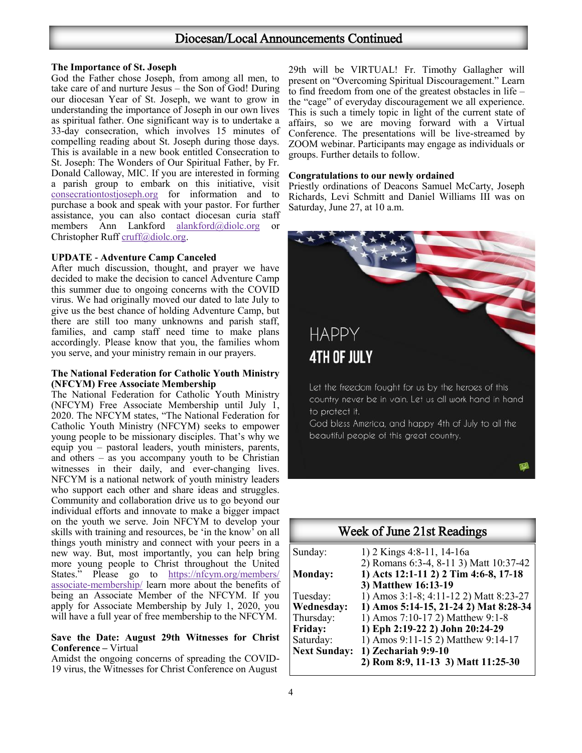# Diocesan/Local Announcements Continued

**The Importance of St. Joseph**
God the Father chose Joseph, from among all men, to take care of and nurture Jesus – the Son of God! During our diocesan Year of St. Joseph, we want to grow in understanding the importance of Joseph in our own lives as spiritual father. One significant way is to undertake a 33-day consecration, which involves 15 minutes of compelling reading about St. Joseph during those days. This is available in a new book entitled Consecration to St. Joseph: The Wonders of Our Spiritual Father, by Fr. Donald Calloway, MIC. If you are interested in forming a parish group to embark on this initiative, visit consecrationtostjoseph.org for information and to purchase a book and speak with your pastor. For further assistance, you can also contact diocesan curia staff members Ann Lankford alankford@diolc.org or Christopher Ruff cruff@diolc.org.

**UPDATE - Adventure Camp Canceled**
After much discussion, thought, and prayer we have decided to make the decision to cancel Adventure Camp this summer due to ongoing concerns with the COVID virus. We had originally moved our dated to late July to give us the best chance of holding Adventure Camp, but there are still too many unknowns and parish staff, families, and camp staff need time to make plans accordingly. Please know that you, the families whom you serve, and your ministry remain in our prayers.

**The National Federation for Catholic Youth Ministry (NFCYM) Free Associate Membership**
The National Federation for Catholic Youth Ministry (NFCYM) Free Associate Membership until July 1, 2020. The NFCYM states, "The National Federation for Catholic Youth Ministry (NFCYM) seeks to empower young people to be missionary disciples. That's why we equip you – pastoral leaders, youth ministers, parents, and others – as you accompany youth to be Christian witnesses in their daily, and ever-changing lives. NFCYM is a national network of youth ministry leaders who support each other and share ideas and struggles. Community and collaboration drive us to go beyond our individual efforts and innovate to make a bigger impact on the youth we serve. Join NFCYM to develop your skills with training and resources, be 'in the know' on all things youth ministry and connect with your peers in a new way. But, most importantly, you can help bring more young people to Christ throughout the United States." Please go to https://nfcym.org/members/associate-membership/ learn more about the benefits of being an Associate Member of the NFCYM. If you apply for Associate Membership by July 1, 2020, you will have a full year of free membership to the NFCYM.

**Save the Date: August 29th Witnesses for Christ Conference –** Virtual
Amidst the ongoing concerns of spreading the COVID-19 virus, the Witnesses for Christ Conference on August 29th will be VIRTUAL! Fr. Timothy Gallagher will present on "Overcoming Spiritual Discouragement." Learn to find freedom from one of the greatest obstacles in life – the "cage" of everyday discouragement we all experience. This is such a timely topic in light of the current state of affairs, so we are moving forward with a Virtual Conference. The presentations will be live-streamed by ZOOM webinar. Participants may engage as individuals or groups. Further details to follow.

**Congratulations to our newly ordained**
Priestly ordinations of Deacons Samuel McCarty, Joseph Richards, Levi Schmitt and Daniel Williams III was on Saturday, June 27, at 10 a.m.

HAPPY
4TH OF JULY

Let the freedom fought for us by the heroes of this country never be in vain. Let us all work hand in hand to protect it.
God bless America, and happy 4th of July to all the beautiful people of this great country.

## Week of June 21st Readings

| | |
|---|---|
| Sunday: | 1) 2 Kings 4:8-11, 14-16a 2) Romans 6:3-4, 8-11 3) Matt 10:37-42 |
| **Monday:** | **1) Acts 12:1-11 2) 2 Tim 4:6-8, 17-18 3) Matthew 16:13-19** |
| Tuesday: | 1) Amos 3:1-8; 4:11-12 2) Matt 8:23-27 |
| **Wednesday:** | **1) Amos 5:14-15, 21-24 2) Mat 8:28-34** |
| Thursday: | 1) Amos 7:10-17 2) Matthew 9:1-8 |
| **Friday:** | **1) Eph 2:19-22 2) John 20:24-29** |
| Saturday: | 1) Amos 9:11-15 2) Matthew 9:14-17 |
| **Next Sunday:** | **1) Zechariah 9:9-10 2) Rom 8:9, 11-13 3) Matt 11:25-30** |